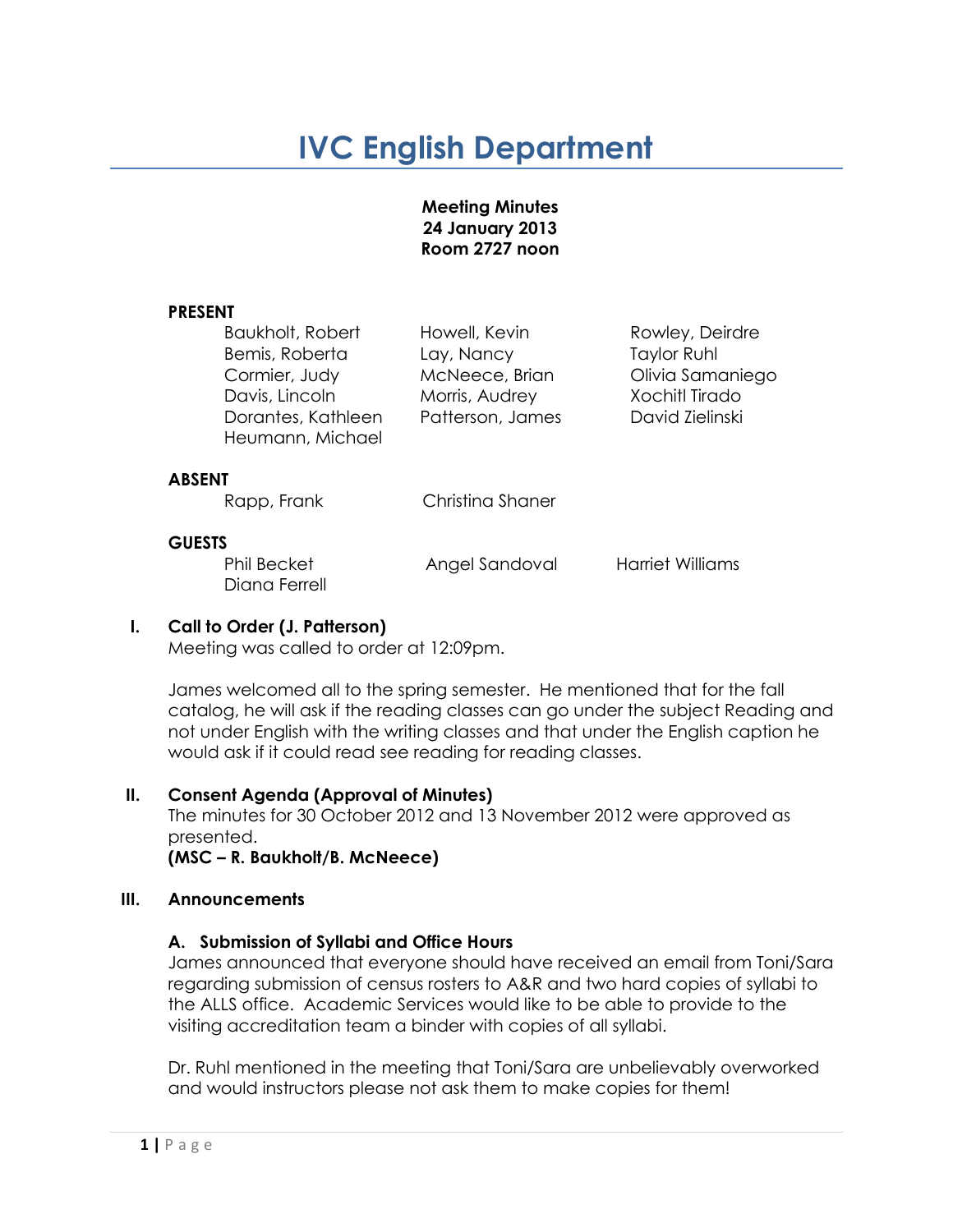# IVC English Department

**Meeting Minutes**
**24 January 2013**
**Room 2727 noon**

**PRESENT**

| | | |
|---|---|---|
| Baukholt, Robert | Howell, Kevin | Rowley, Deirdre |
| Bemis, Roberta | Lay, Nancy | Taylor Ruhl |
| Cormier, Judy | McNeece, Brian | Olivia Samaniego |
| Davis, Lincoln | Morris, Audrey | Xochitl Tirado |
| Dorantes, Kathleen | Patterson, James | David Zielinski |
| Heumann, Michael | | |

**ABSENT**

Rapp, Frank    Christina Shaner

**GUESTS**

Phil Becket    Angel Sandoval    Harriet Williams
Diana Ferrell

## I. Call to Order (J. Patterson)

Meeting was called to order at 12:09pm.

James welcomed all to the spring semester. He mentioned that for the fall catalog, he will ask if the reading classes can go under the subject Reading and not under English with the writing classes and that under the English caption he would ask if it could read see reading for reading classes.

## II. Consent Agenda (Approval of Minutes)

The minutes for 30 October 2012 and 13 November 2012 were approved as presented.
**(MSC – R. Baukholt/B. McNeece)**

## III. Announcements

### A. Submission of Syllabi and Office Hours

James announced that everyone should have received an email from Toni/Sara regarding submission of census rosters to A&R and two hard copies of syllabi to the ALLS office. Academic Services would like to be able to provide to the visiting accreditation team a binder with copies of all syllabi.

Dr. Ruhl mentioned in the meeting that Toni/Sara are unbelievably overworked and would instructors please not ask them to make copies for them!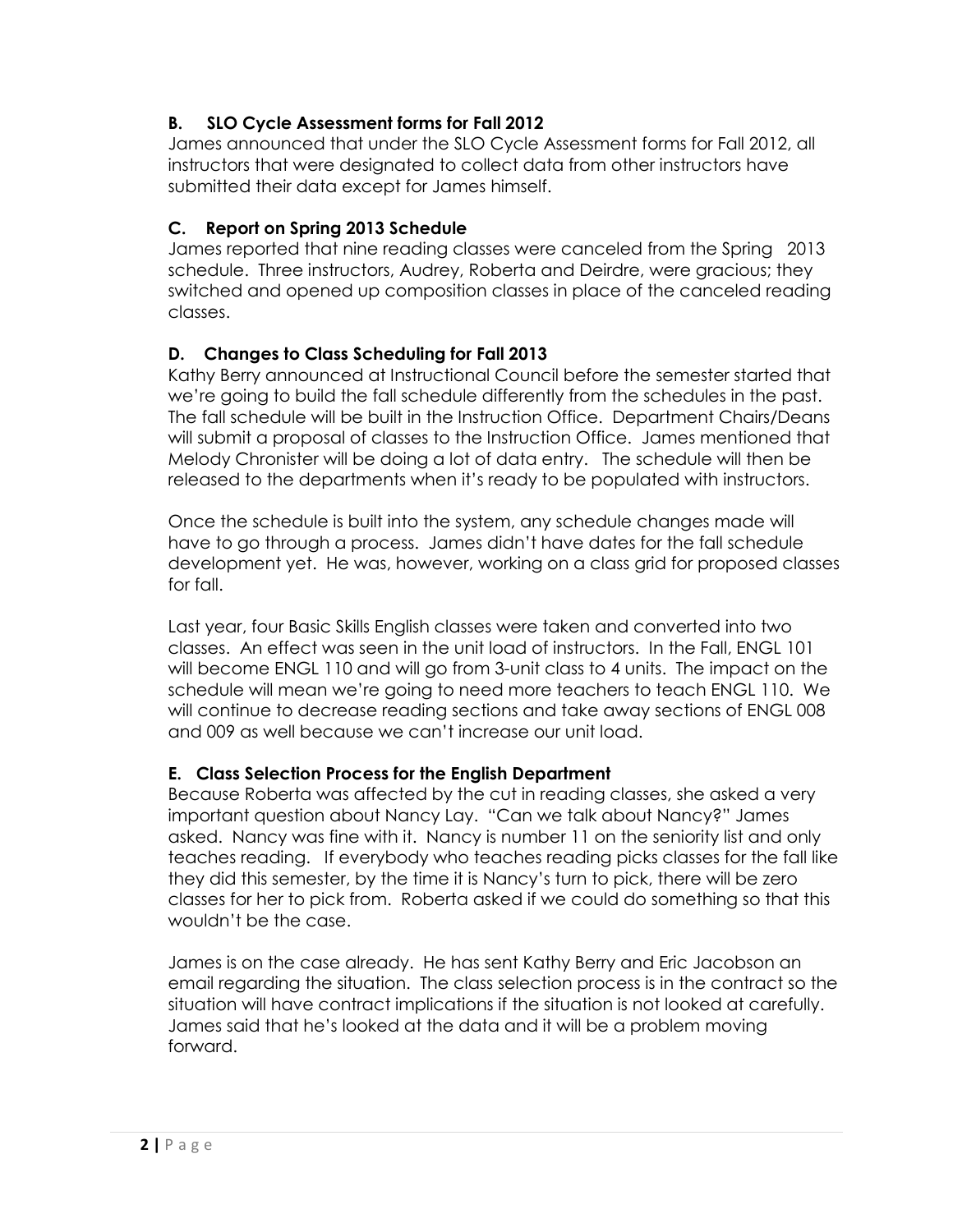### B. SLO Cycle Assessment forms for Fall 2012

James announced that under the SLO Cycle Assessment forms for Fall 2012, all instructors that were designated to collect data from other instructors have submitted their data except for James himself.

### C. Report on Spring 2013 Schedule

James reported that nine reading classes were canceled from the Spring 2013 schedule. Three instructors, Audrey, Roberta and Deirdre, were gracious; they switched and opened up composition classes in place of the canceled reading classes.

### D. Changes to Class Scheduling for Fall 2013

Kathy Berry announced at Instructional Council before the semester started that we're going to build the fall schedule differently from the schedules in the past. The fall schedule will be built in the Instruction Office. Department Chairs/Deans will submit a proposal of classes to the Instruction Office. James mentioned that Melody Chronister will be doing a lot of data entry. The schedule will then be released to the departments when it's ready to be populated with instructors.

Once the schedule is built into the system, any schedule changes made will have to go through a process. James didn't have dates for the fall schedule development yet. He was, however, working on a class grid for proposed classes for fall.

Last year, four Basic Skills English classes were taken and converted into two classes. An effect was seen in the unit load of instructors. In the Fall, ENGL 101 will become ENGL 110 and will go from 3-unit class to 4 units. The impact on the schedule will mean we're going to need more teachers to teach ENGL 110. We will continue to decrease reading sections and take away sections of ENGL 008 and 009 as well because we can't increase our unit load.

### E. Class Selection Process for the English Department

Because Roberta was affected by the cut in reading classes, she asked a very important question about Nancy Lay. "Can we talk about Nancy?" James asked. Nancy was fine with it. Nancy is number 11 on the seniority list and only teaches reading. If everybody who teaches reading picks classes for the fall like they did this semester, by the time it is Nancy's turn to pick, there will be zero classes for her to pick from. Roberta asked if we could do something so that this wouldn't be the case.

James is on the case already. He has sent Kathy Berry and Eric Jacobson an email regarding the situation. The class selection process is in the contract so the situation will have contract implications if the situation is not looked at carefully. James said that he's looked at the data and it will be a problem moving forward.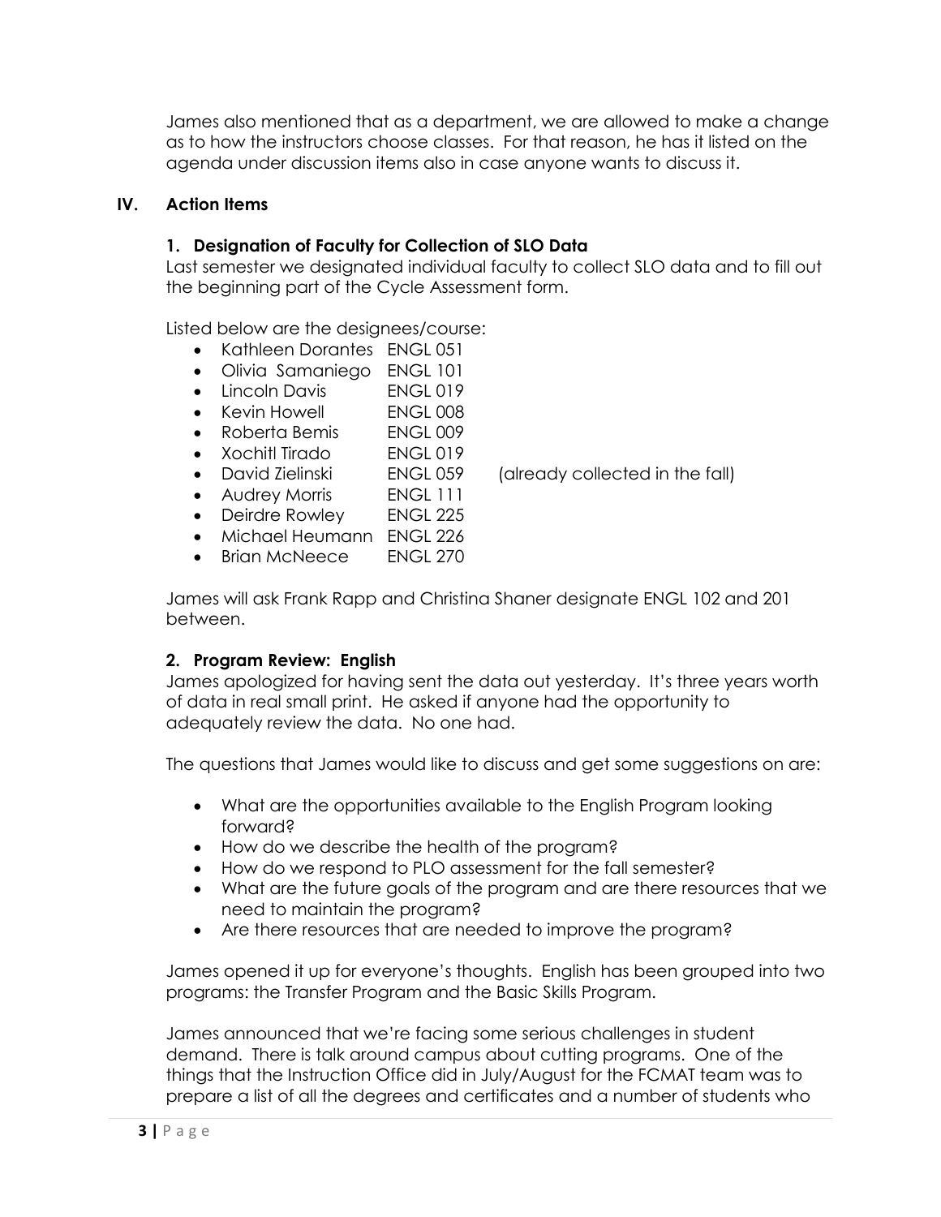James also mentioned that as a department, we are allowed to make a change as to how the instructors choose classes. For that reason, he has it listed on the agenda under discussion items also in case anyone wants to discuss it.

## IV. Action Items

### 1. Designation of Faculty for Collection of SLO Data

Last semester we designated individual faculty to collect SLO data and to fill out the beginning part of the Cycle Assessment form.

Listed below are the designees/course:

- Kathleen Dorantes ENGL 051
- Olivia Samaniego ENGL 101
- Lincoln Davis ENGL 019
- Kevin Howell ENGL 008
- Roberta Bemis ENGL 009
- Xochitl Tirado ENGL 019
- David Zielinski ENGL 059 (already collected in the fall)
- Audrey Morris ENGL 111
- Deirdre Rowley ENGL 225
- Michael Heumann ENGL 226
- Brian McNeece ENGL 270

James will ask Frank Rapp and Christina Shaner designate ENGL 102 and 201 between.

### 2. Program Review: English

James apologized for having sent the data out yesterday. It's three years worth of data in real small print. He asked if anyone had the opportunity to adequately review the data. No one had.

The questions that James would like to discuss and get some suggestions on are:

- What are the opportunities available to the English Program looking forward?
- How do we describe the health of the program?
- How do we respond to PLO assessment for the fall semester?
- What are the future goals of the program and are there resources that we need to maintain the program?
- Are there resources that are needed to improve the program?

James opened it up for everyone's thoughts. English has been grouped into two programs: the Transfer Program and the Basic Skills Program.

James announced that we're facing some serious challenges in student demand. There is talk around campus about cutting programs. One of the things that the Instruction Office did in July/August for the FCMAT team was to prepare a list of all the degrees and certificates and a number of students who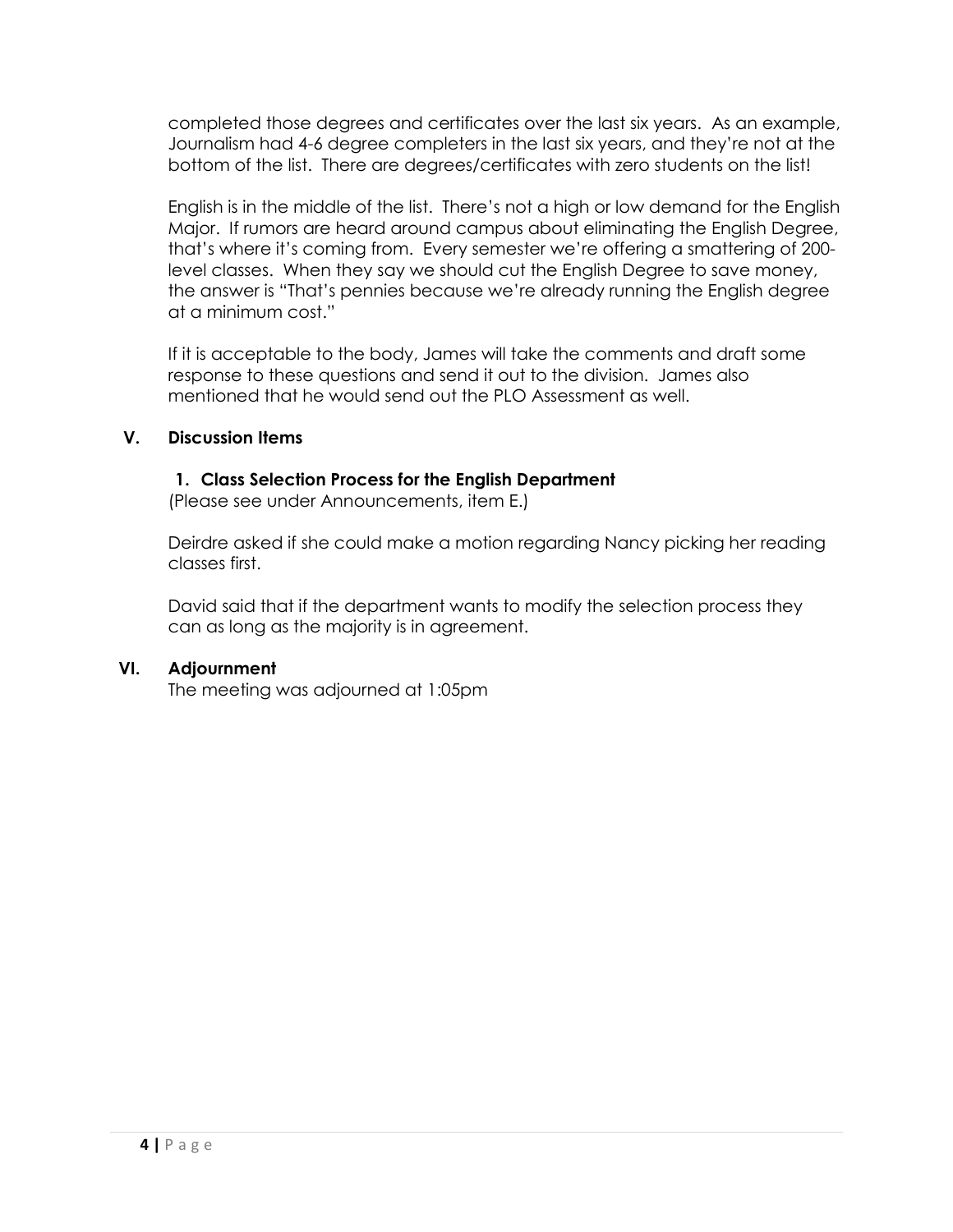completed those degrees and certificates over the last six years. As an example, Journalism had 4-6 degree completers in the last six years, and they're not at the bottom of the list. There are degrees/certificates with zero students on the list!

English is in the middle of the list. There's not a high or low demand for the English Major. If rumors are heard around campus about eliminating the English Degree, that's where it's coming from. Every semester we're offering a smattering of 200-level classes. When they say we should cut the English Degree to save money, the answer is "That's pennies because we're already running the English degree at a minimum cost."

If it is acceptable to the body, James will take the comments and draft some response to these questions and send it out to the division. James also mentioned that he would send out the PLO Assessment as well.

## V. Discussion Items

### 1. Class Selection Process for the English Department

(Please see under Announcements, item E.)

Deirdre asked if she could make a motion regarding Nancy picking her reading classes first.

David said that if the department wants to modify the selection process they can as long as the majority is in agreement.

## VI. Adjournment

The meeting was adjourned at 1:05pm